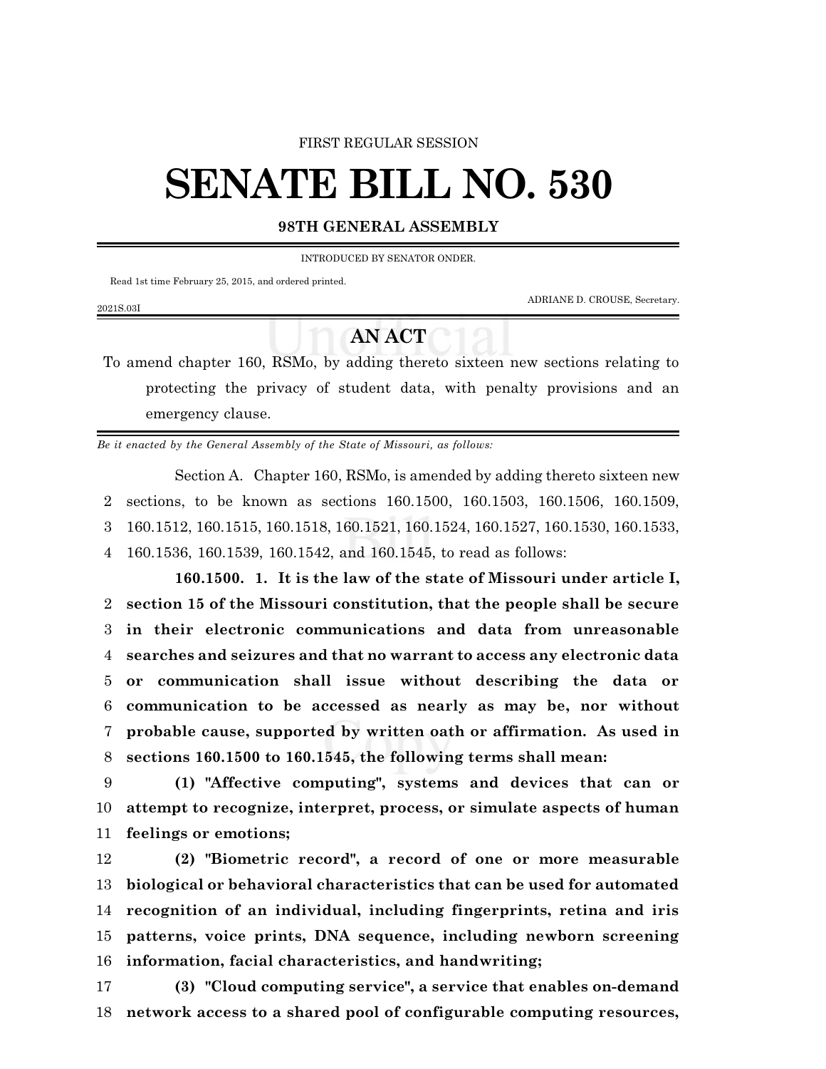FIRST REGULAR SESSION

# SENATE BILL NO. 530

**98TH GENERAL ASSEMBLY**

INTRODUCED BY SENATOR ONDER.

Read 1st time February 25, 2015, and ordered printed.

ADRIANE D. CROUSE, Secretary.

2021S.03I

## AN ACT

To amend chapter 160, RSMo, by adding thereto sixteen new sections relating to protecting the privacy of student data, with penalty provisions and an emergency clause.

*Be it enacted by the General Assembly of the State of Missouri, as follows:*

Section A. Chapter 160, RSMo, is amended by adding thereto sixteen new sections, to be known as sections 160.1500, 160.1503, 160.1506, 160.1509, 160.1512, 160.1515, 160.1518, 160.1521, 160.1524, 160.1527, 160.1530, 160.1533, 160.1536, 160.1539, 160.1542, and 160.1545, to read as follows:

**160.1500. 1. It is the law of the state of Missouri under article I, section 15 of the Missouri constitution, that the people shall be secure in their electronic communications and data from unreasonable searches and seizures and that no warrant to access any electronic data or communication shall issue without describing the data or communication to be accessed as nearly as may be, nor without probable cause, supported by written oath or affirmation. As used in sections 160.1500 to 160.1545, the following terms shall mean:**

**(1) "Affective computing", systems and devices that can or attempt to recognize, interpret, process, or simulate aspects of human feelings or emotions;**

**(2) "Biometric record", a record of one or more measurable biological or behavioral characteristics that can be used for automated recognition of an individual, including fingerprints, retina and iris patterns, voice prints, DNA sequence, including newborn screening information, facial characteristics, and handwriting;**

**(3) "Cloud computing service", a service that enables on-demand network access to a shared pool of configurable computing resources,**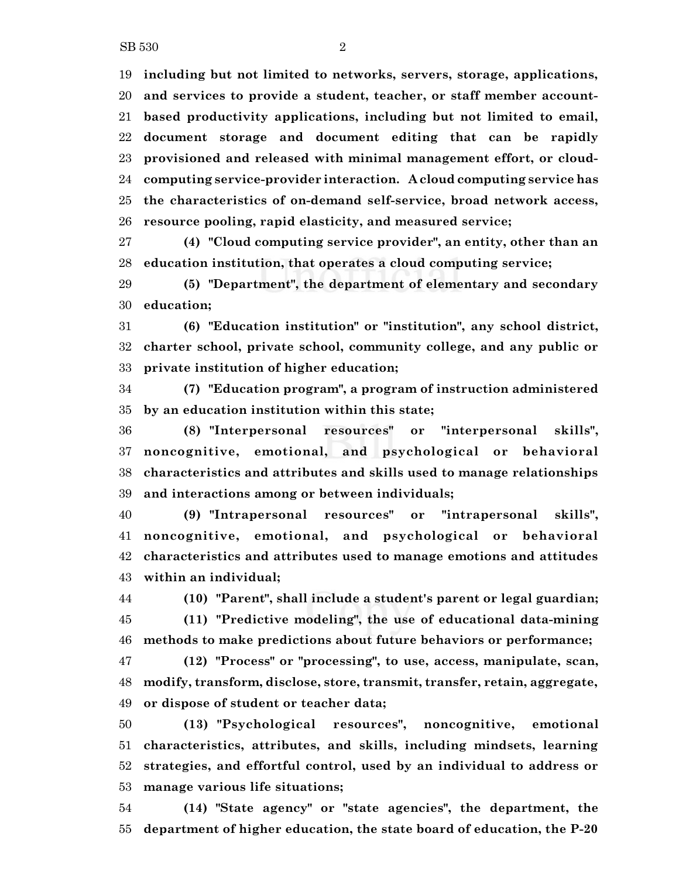**including but not limited to networks, servers, storage, applications, and services to provide a student, teacher, or staff member account-based productivity applications, including but not limited to email, document storage and document editing that can be rapidly provisioned and released with minimal management effort, or cloud-computing service-provider interaction. A cloud computing service has the characteristics of on-demand self-service, broad network access, resource pooling, rapid elasticity, and measured service;**

**(4) "Cloud computing service provider", an entity, other than an education institution, that operates a cloud computing service;**

**(5) "Department", the department of elementary and secondary education;**

**(6) "Education institution" or "institution", any school district, charter school, private school, community college, and any public or private institution of higher education;**

**(7) "Education program", a program of instruction administered by an education institution within this state;**

**(8) "Interpersonal resources" or "interpersonal skills", noncognitive, emotional, and psychological or behavioral characteristics and attributes and skills used to manage relationships and interactions among or between individuals;**

**(9) "Intrapersonal resources" or "intrapersonal skills", noncognitive, emotional, and psychological or behavioral characteristics and attributes used to manage emotions and attitudes within an individual;**

**(10) "Parent", shall include a student's parent or legal guardian;**

**(11) "Predictive modeling", the use of educational data-mining methods to make predictions about future behaviors or performance;**

**(12) "Process" or "processing", to use, access, manipulate, scan, modify, transform, disclose, store, transmit, transfer, retain, aggregate, or dispose of student or teacher data;**

**(13) "Psychological resources", noncognitive, emotional characteristics, attributes, and skills, including mindsets, learning strategies, and effortful control, used by an individual to address or manage various life situations;**

**(14) "State agency" or "state agencies", the department, the department of higher education, the state board of education, the P-20**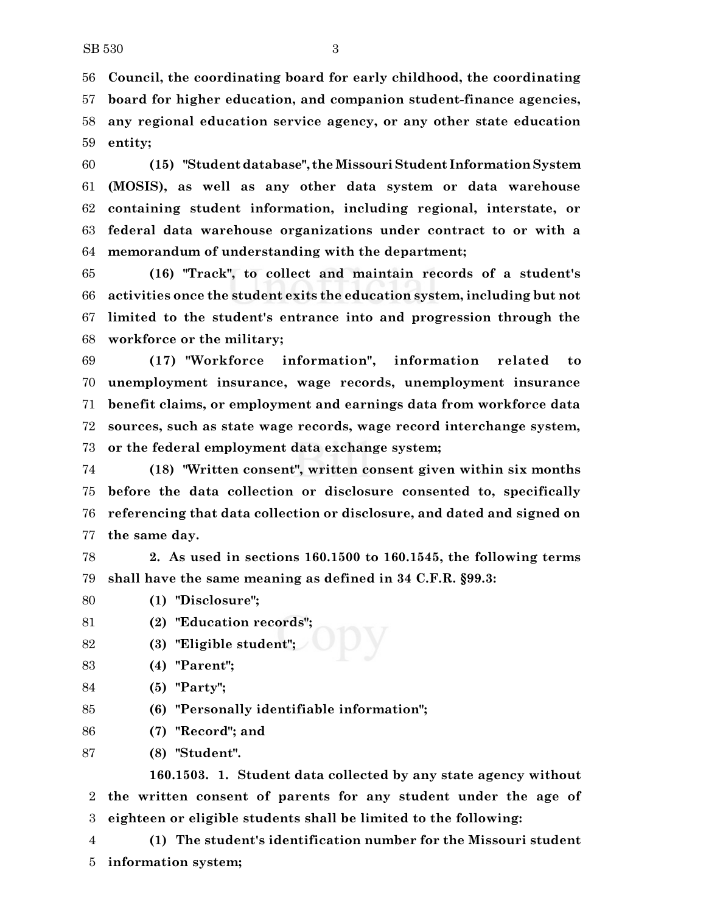**Council, the coordinating board for early childhood, the coordinating board for higher education, and companion student-finance agencies, any regional education service agency, or any other state education entity;**

**(15) "Student database", the Missouri Student Information System (MOSIS), as well as any other data system or data warehouse containing student information, including regional, interstate, or federal data warehouse organizations under contract to or with a memorandum of understanding with the department;**

**(16) "Track", to collect and maintain records of a student's activities once the student exits the education system, including but not limited to the student's entrance into and progression through the workforce or the military;**

**(17) "Workforce information", information related to unemployment insurance, wage records, unemployment insurance benefit claims, or employment and earnings data from workforce data sources, such as state wage records, wage record interchange system, or the federal employment data exchange system;**

**(18) "Written consent", written consent given within six months before the data collection or disclosure consented to, specifically referencing that data collection or disclosure, and dated and signed on the same day.**

**2. As used in sections 160.1500 to 160.1545, the following terms shall have the same meaning as defined in 34 C.F.R. §99.3:**

**(1) "Disclosure";**

**(2) "Education records";**

**(3) "Eligible student";**

**(4) "Parent";**

**(5) "Party";**

**(6) "Personally identifiable information";**

**(7) "Record"; and**

**(8) "Student".**

**160.1503. 1. Student data collected by any state agency without the written consent of parents for any student under the age of eighteen or eligible students shall be limited to the following:**

**(1) The student's identification number for the Missouri student information system;**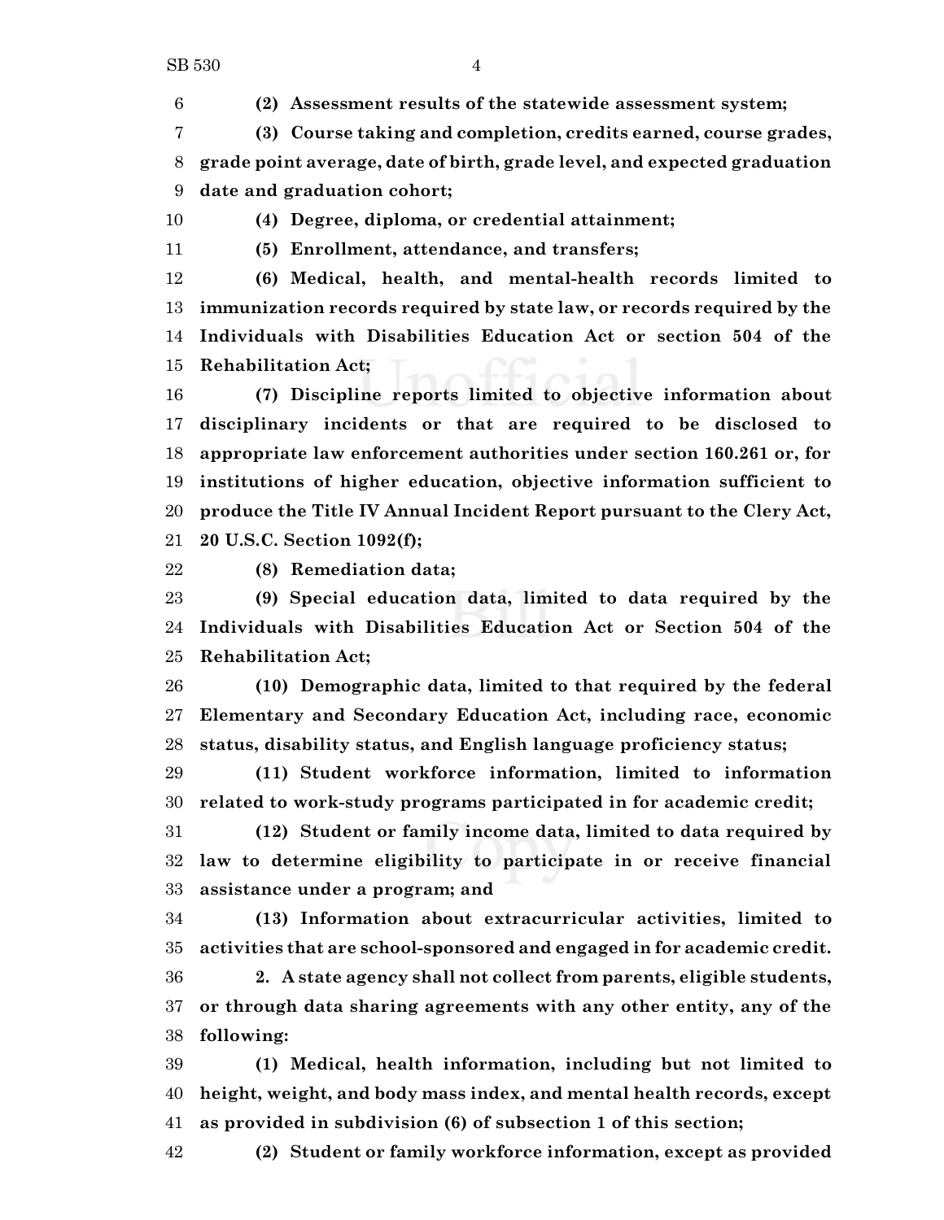**(2) Assessment results of the statewide assessment system;**

**(3) Course taking and completion, credits earned, course grades, grade point average, date of birth, grade level, and expected graduation date and graduation cohort;**

**(4) Degree, diploma, or credential attainment;**

**(5) Enrollment, attendance, and transfers;**

**(6) Medical, health, and mental-health records limited to immunization records required by state law, or records required by the Individuals with Disabilities Education Act or section 504 of the Rehabilitation Act;**

**(7) Discipline reports limited to objective information about disciplinary incidents or that are required to be disclosed to appropriate law enforcement authorities under section 160.261 or, for institutions of higher education, objective information sufficient to produce the Title IV Annual Incident Report pursuant to the Clery Act, 20 U.S.C. Section 1092(f);**

**(8) Remediation data;**

**(9) Special education data, limited to data required by the Individuals with Disabilities Education Act or Section 504 of the Rehabilitation Act;**

**(10) Demographic data, limited to that required by the federal Elementary and Secondary Education Act, including race, economic status, disability status, and English language proficiency status;**

**(11) Student workforce information, limited to information related to work-study programs participated in for academic credit;**

**(12) Student or family income data, limited to data required by law to determine eligibility to participate in or receive financial assistance under a program; and**

**(13) Information about extracurricular activities, limited to activities that are school-sponsored and engaged in for academic credit.**

**2. A state agency shall not collect from parents, eligible students, or through data sharing agreements with any other entity, any of the following:**

**(1) Medical, health information, including but not limited to height, weight, and body mass index, and mental health records, except as provided in subdivision (6) of subsection 1 of this section;**

**(2) Student or family workforce information, except as provided**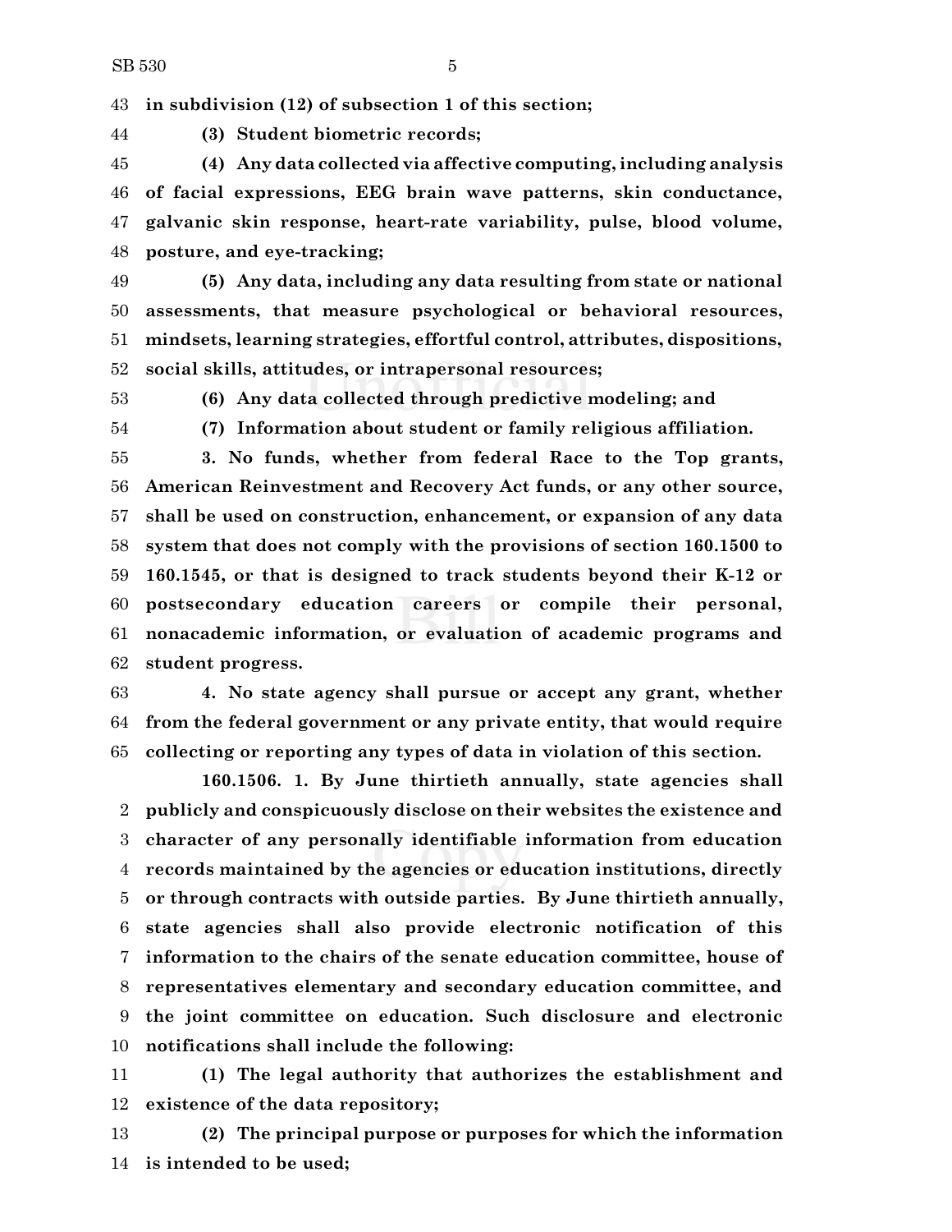**in subdivision (12) of subsection 1 of this section;**

**(3) Student biometric records;**

**(4) Any data collected via affective computing, including analysis of facial expressions, EEG brain wave patterns, skin conductance, galvanic skin response, heart-rate variability, pulse, blood volume, posture, and eye-tracking;**

**(5) Any data, including any data resulting from state or national assessments, that measure psychological or behavioral resources, mindsets, learning strategies, effortful control, attributes, dispositions, social skills, attitudes, or intrapersonal resources;**

**(6) Any data collected through predictive modeling; and**

**(7) Information about student or family religious affiliation.**

**3. No funds, whether from federal Race to the Top grants, American Reinvestment and Recovery Act funds, or any other source, shall be used on construction, enhancement, or expansion of any data system that does not comply with the provisions of section 160.1500 to 160.1545, or that is designed to track students beyond their K-12 or postsecondary education careers or compile their personal, nonacademic information, or evaluation of academic programs and student progress.**

**4. No state agency shall pursue or accept any grant, whether from the federal government or any private entity, that would require collecting or reporting any types of data in violation of this section.**

**160.1506. 1. By June thirtieth annually, state agencies shall publicly and conspicuously disclose on their websites the existence and character of any personally identifiable information from education records maintained by the agencies or education institutions, directly or through contracts with outside parties. By June thirtieth annually, state agencies shall also provide electronic notification of this information to the chairs of the senate education committee, house of representatives elementary and secondary education committee, and the joint committee on education. Such disclosure and electronic notifications shall include the following:**

**(1) The legal authority that authorizes the establishment and existence of the data repository;**

**(2) The principal purpose or purposes for which the information is intended to be used;**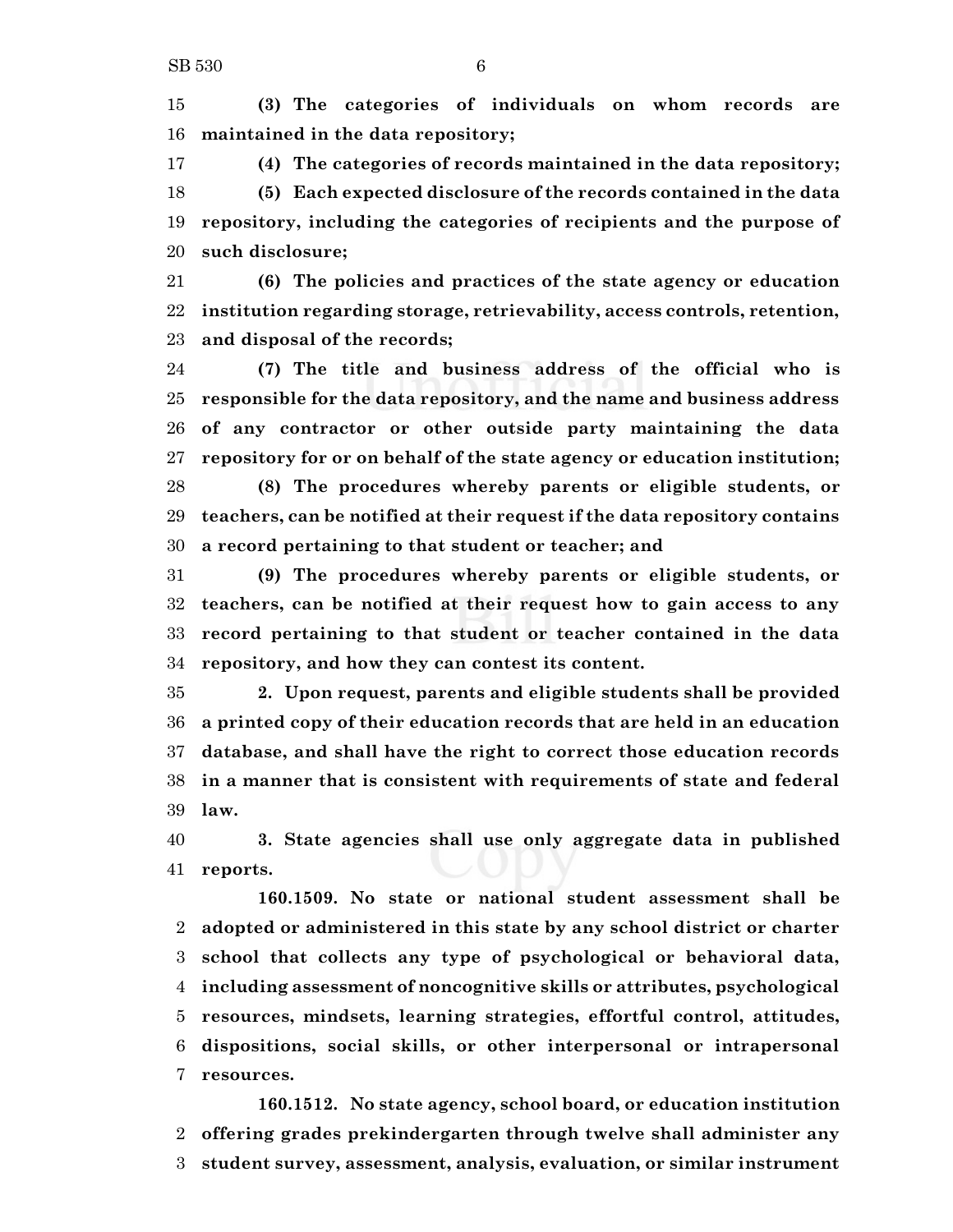**(3) The categories of individuals on whom records are maintained in the data repository;**

**(4) The categories of records maintained in the data repository;**

**(5) Each expected disclosure of the records contained in the data repository, including the categories of recipients and the purpose of such disclosure;**

**(6) The policies and practices of the state agency or education institution regarding storage, retrievability, access controls, retention, and disposal of the records;**

**(7) The title and business address of the official who is responsible for the data repository, and the name and business address of any contractor or other outside party maintaining the data repository for or on behalf of the state agency or education institution;**

**(8) The procedures whereby parents or eligible students, or teachers, can be notified at their request if the data repository contains a record pertaining to that student or teacher; and**

**(9) The procedures whereby parents or eligible students, or teachers, can be notified at their request how to gain access to any record pertaining to that student or teacher contained in the data repository, and how they can contest its content.**

**2. Upon request, parents and eligible students shall be provided a printed copy of their education records that are held in an education database, and shall have the right to correct those education records in a manner that is consistent with requirements of state and federal law.**

**3. State agencies shall use only aggregate data in published reports.**

**160.1509. No state or national student assessment shall be adopted or administered in this state by any school district or charter school that collects any type of psychological or behavioral data, including assessment of noncognitive skills or attributes, psychological resources, mindsets, learning strategies, effortful control, attitudes, dispositions, social skills, or other interpersonal or intrapersonal resources.**

**160.1512. No state agency, school board, or education institution offering grades prekindergarten through twelve shall administer any student survey, assessment, analysis, evaluation, or similar instrument**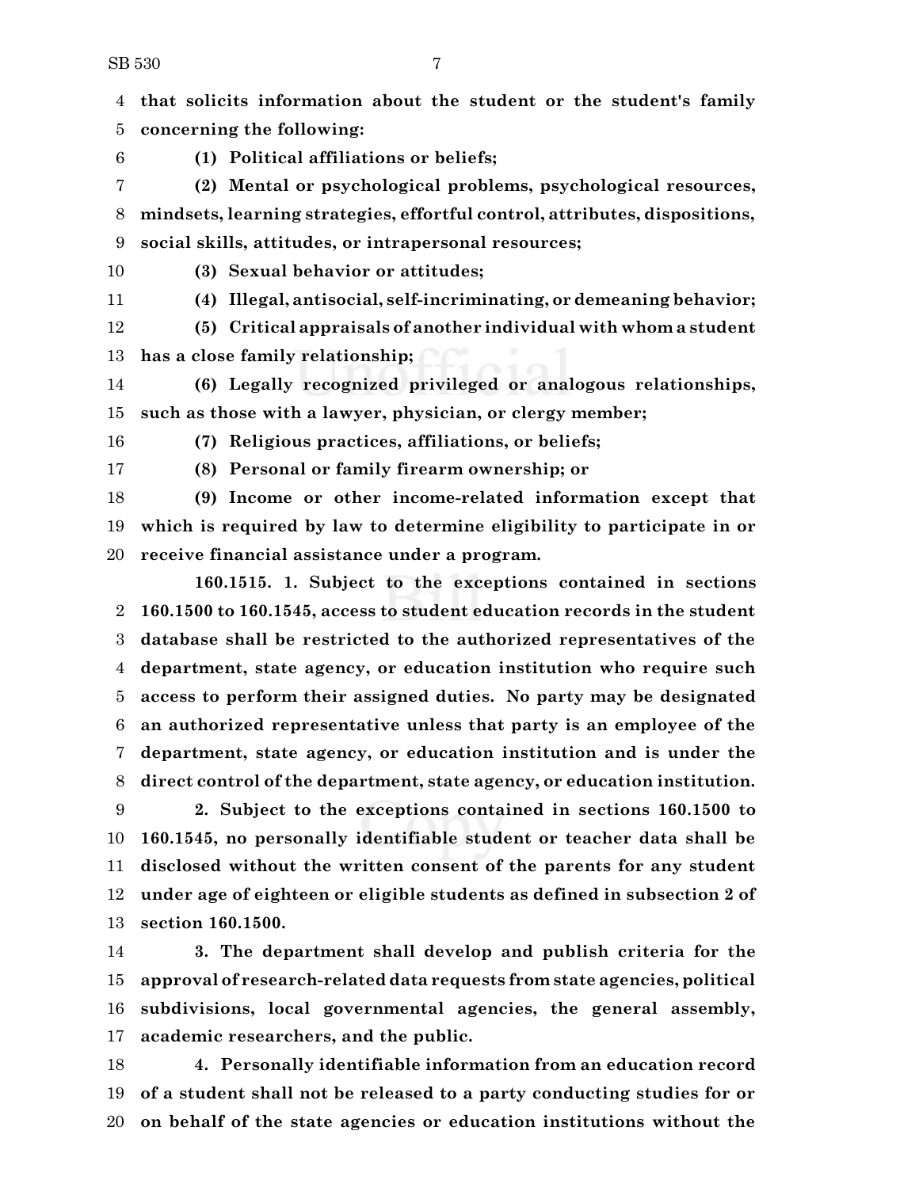**that solicits information about the student or the student's family concerning the following:**

**(1) Political affiliations or beliefs;**

**(2) Mental or psychological problems, psychological resources, mindsets, learning strategies, effortful control, attributes, dispositions, social skills, attitudes, or intrapersonal resources;**

**(3) Sexual behavior or attitudes;**

**(4) Illegal, antisocial, self-incriminating, or demeaning behavior;**

**(5) Critical appraisals of another individual with whom a student has a close family relationship;**

**(6) Legally recognized privileged or analogous relationships, such as those with a lawyer, physician, or clergy member;**

**(7) Religious practices, affiliations, or beliefs;**

**(8) Personal or family firearm ownership; or**

**(9) Income or other income-related information except that which is required by law to determine eligibility to participate in or receive financial assistance under a program.**

**160.1515. 1. Subject to the exceptions contained in sections 160.1500 to 160.1545, access to student education records in the student database shall be restricted to the authorized representatives of the department, state agency, or education institution who require such access to perform their assigned duties. No party may be designated an authorized representative unless that party is an employee of the department, state agency, or education institution and is under the direct control of the department, state agency, or education institution.**

**2. Subject to the exceptions contained in sections 160.1500 to 160.1545, no personally identifiable student or teacher data shall be disclosed without the written consent of the parents for any student under age of eighteen or eligible students as defined in subsection 2 of section 160.1500.**

**3. The department shall develop and publish criteria for the approval of research-related data requests from state agencies, political subdivisions, local governmental agencies, the general assembly, academic researchers, and the public.**

**4. Personally identifiable information from an education record of a student shall not be released to a party conducting studies for or on behalf of the state agencies or education institutions without the**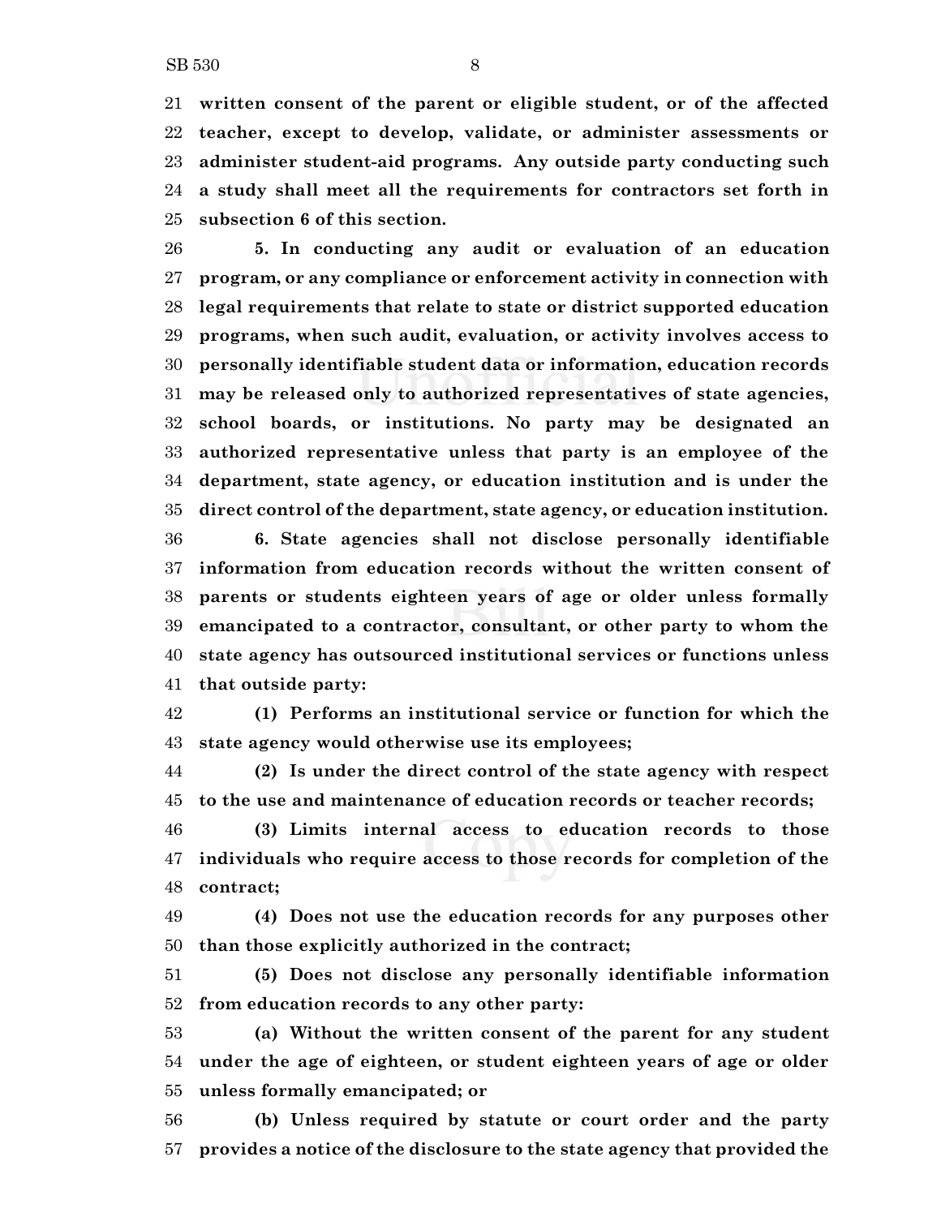**written consent of the parent or eligible student, or of the affected teacher, except to develop, validate, or administer assessments or administer student-aid programs. Any outside party conducting such a study shall meet all the requirements for contractors set forth in subsection 6 of this section.**

**5. In conducting any audit or evaluation of an education program, or any compliance or enforcement activity in connection with legal requirements that relate to state or district supported education programs, when such audit, evaluation, or activity involves access to personally identifiable student data or information, education records may be released only to authorized representatives of state agencies, school boards, or institutions. No party may be designated an authorized representative unless that party is an employee of the department, state agency, or education institution and is under the direct control of the department, state agency, or education institution.**

**6. State agencies shall not disclose personally identifiable information from education records without the written consent of parents or students eighteen years of age or older unless formally emancipated to a contractor, consultant, or other party to whom the state agency has outsourced institutional services or functions unless that outside party:**

**(1) Performs an institutional service or function for which the state agency would otherwise use its employees;**

**(2) Is under the direct control of the state agency with respect to the use and maintenance of education records or teacher records;**

**(3) Limits internal access to education records to those individuals who require access to those records for completion of the contract;**

**(4) Does not use the education records for any purposes other than those explicitly authorized in the contract;**

**(5) Does not disclose any personally identifiable information from education records to any other party:**

**(a) Without the written consent of the parent for any student under the age of eighteen, or student eighteen years of age or older unless formally emancipated; or**

**(b) Unless required by statute or court order and the party provides a notice of the disclosure to the state agency that provided the**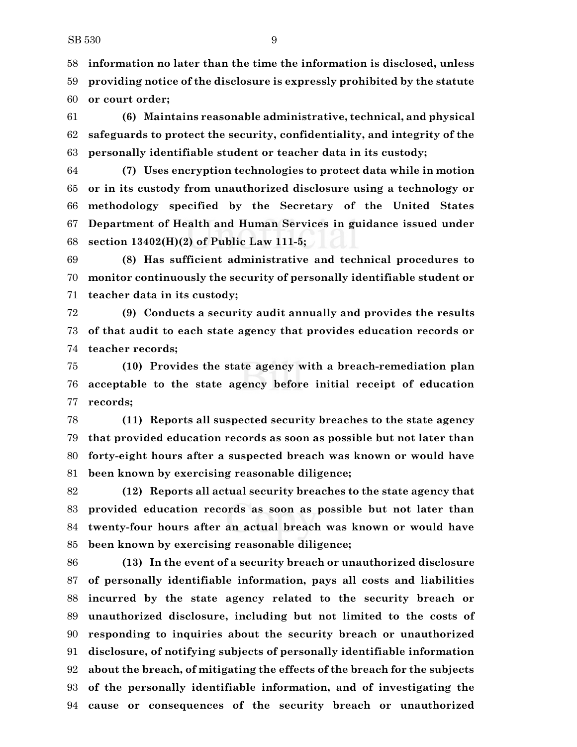**information no later than the time the information is disclosed, unless providing notice of the disclosure is expressly prohibited by the statute or court order;**

**(6) Maintains reasonable administrative, technical, and physical safeguards to protect the security, confidentiality, and integrity of the personally identifiable student or teacher data in its custody;**

**(7) Uses encryption technologies to protect data while in motion or in its custody from unauthorized disclosure using a technology or methodology specified by the Secretary of the United States Department of Health and Human Services in guidance issued under section 13402(H)(2) of Public Law 111-5;**

**(8) Has sufficient administrative and technical procedures to monitor continuously the security of personally identifiable student or teacher data in its custody;**

**(9) Conducts a security audit annually and provides the results of that audit to each state agency that provides education records or teacher records;**

**(10) Provides the state agency with a breach-remediation plan acceptable to the state agency before initial receipt of education records;**

**(11) Reports all suspected security breaches to the state agency that provided education records as soon as possible but not later than forty-eight hours after a suspected breach was known or would have been known by exercising reasonable diligence;**

**(12) Reports all actual security breaches to the state agency that provided education records as soon as possible but not later than twenty-four hours after an actual breach was known or would have been known by exercising reasonable diligence;**

**(13) In the event of a security breach or unauthorized disclosure of personally identifiable information, pays all costs and liabilities incurred by the state agency related to the security breach or unauthorized disclosure, including but not limited to the costs of responding to inquiries about the security breach or unauthorized disclosure, of notifying subjects of personally identifiable information about the breach, of mitigating the effects of the breach for the subjects of the personally identifiable information, and of investigating the cause or consequences of the security breach or unauthorized**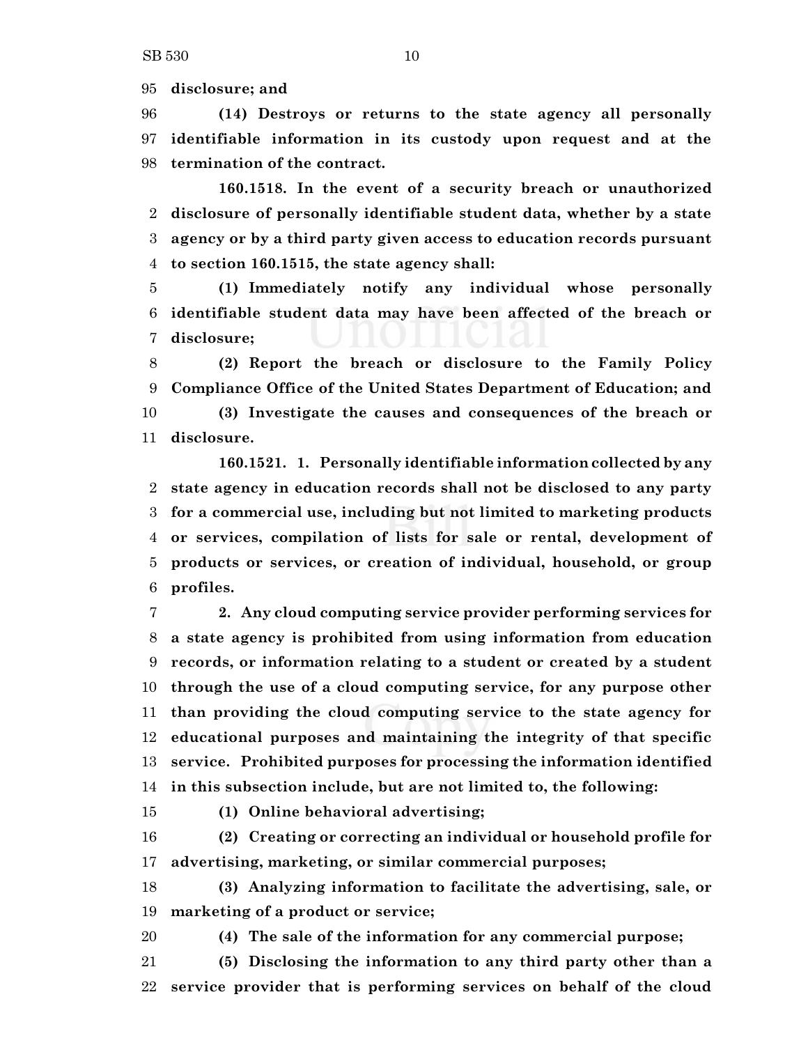**disclosure; and**

**(14) Destroys or returns to the state agency all personally identifiable information in its custody upon request and at the termination of the contract.**

**160.1518. In the event of a security breach or unauthorized disclosure of personally identifiable student data, whether by a state agency or by a third party given access to education records pursuant to section 160.1515, the state agency shall:**

**(1) Immediately notify any individual whose personally identifiable student data may have been affected of the breach or disclosure;**

**(2) Report the breach or disclosure to the Family Policy Compliance Office of the United States Department of Education; and**

**(3) Investigate the causes and consequences of the breach or disclosure.**

**160.1521. 1. Personally identifiable information collected by any state agency in education records shall not be disclosed to any party for a commercial use, including but not limited to marketing products or services, compilation of lists for sale or rental, development of products or services, or creation of individual, household, or group profiles.**

**2. Any cloud computing service provider performing services for a state agency is prohibited from using information from education records, or information relating to a student or created by a student through the use of a cloud computing service, for any purpose other than providing the cloud computing service to the state agency for educational purposes and maintaining the integrity of that specific service. Prohibited purposes for processing the information identified in this subsection include, but are not limited to, the following:**

**(1) Online behavioral advertising;**

**(2) Creating or correcting an individual or household profile for advertising, marketing, or similar commercial purposes;**

**(3) Analyzing information to facilitate the advertising, sale, or marketing of a product or service;**

**(4) The sale of the information for any commercial purpose;**

**(5) Disclosing the information to any third party other than a service provider that is performing services on behalf of the cloud**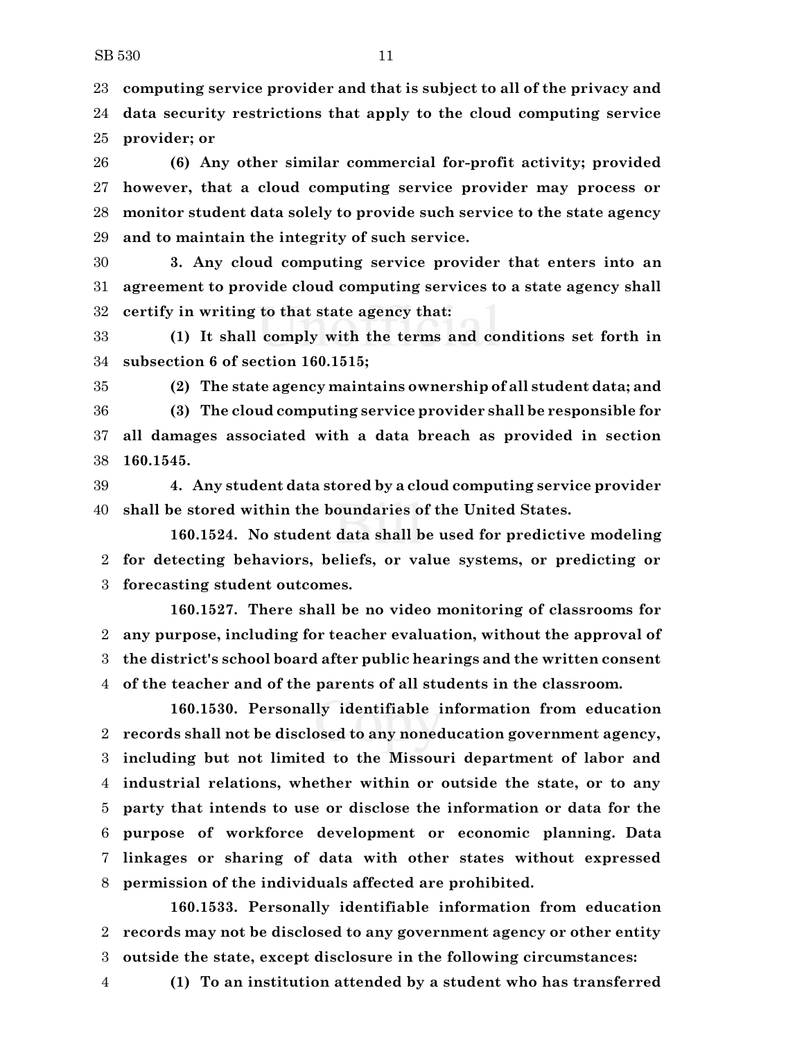**computing service provider and that is subject to all of the privacy and data security restrictions that apply to the cloud computing service provider; or**

**(6) Any other similar commercial for-profit activity; provided however, that a cloud computing service provider may process or monitor student data solely to provide such service to the state agency and to maintain the integrity of such service.**

**3. Any cloud computing service provider that enters into an agreement to provide cloud computing services to a state agency shall certify in writing to that state agency that:**

**(1) It shall comply with the terms and conditions set forth in subsection 6 of section 160.1515;**

**(2) The state agency maintains ownership of all student data; and**

**(3) The cloud computing service provider shall be responsible for all damages associated with a data breach as provided in section 160.1545.**

**4. Any student data stored by a cloud computing service provider shall be stored within the boundaries of the United States.**

**160.1524. No student data shall be used for predictive modeling for detecting behaviors, beliefs, or value systems, or predicting or forecasting student outcomes.**

**160.1527. There shall be no video monitoring of classrooms for any purpose, including for teacher evaluation, without the approval of the district's school board after public hearings and the written consent of the teacher and of the parents of all students in the classroom.**

**160.1530. Personally identifiable information from education records shall not be disclosed to any noneducation government agency, including but not limited to the Missouri department of labor and industrial relations, whether within or outside the state, or to any party that intends to use or disclose the information or data for the purpose of workforce development or economic planning. Data linkages or sharing of data with other states without expressed permission of the individuals affected are prohibited.**

**160.1533. Personally identifiable information from education records may not be disclosed to any government agency or other entity outside the state, except disclosure in the following circumstances:**

**(1) To an institution attended by a student who has transferred**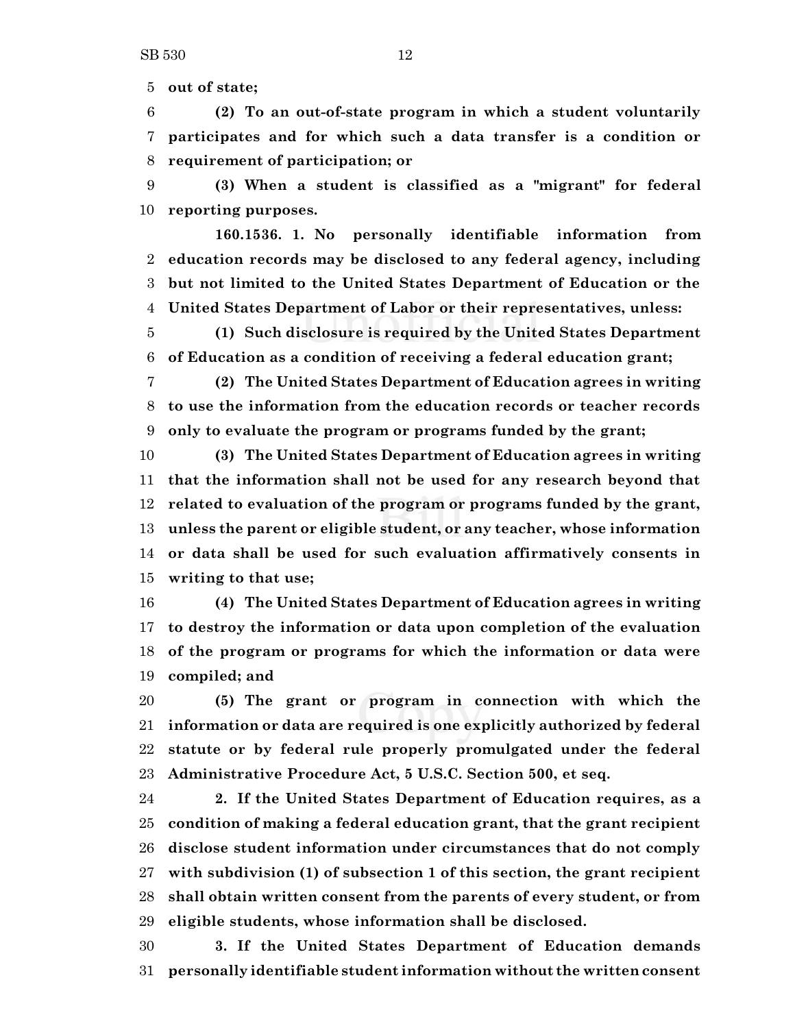**out of state;**

**(2) To an out-of-state program in which a student voluntarily participates and for which such a data transfer is a condition or requirement of participation; or**

**(3) When a student is classified as a "migrant" for federal reporting purposes.**

**160.1536. 1. No personally identifiable information from education records may be disclosed to any federal agency, including but not limited to the United States Department of Education or the United States Department of Labor or their representatives, unless:**

**(1) Such disclosure is required by the United States Department of Education as a condition of receiving a federal education grant;**

**(2) The United States Department of Education agrees in writing to use the information from the education records or teacher records only to evaluate the program or programs funded by the grant;**

**(3) The United States Department of Education agrees in writing that the information shall not be used for any research beyond that related to evaluation of the program or programs funded by the grant, unless the parent or eligible student, or any teacher, whose information or data shall be used for such evaluation affirmatively consents in writing to that use;**

**(4) The United States Department of Education agrees in writing to destroy the information or data upon completion of the evaluation of the program or programs for which the information or data were compiled; and**

**(5) The grant or program in connection with which the information or data are required is one explicitly authorized by federal statute or by federal rule properly promulgated under the federal Administrative Procedure Act, 5 U.S.C. Section 500, et seq.**

**2. If the United States Department of Education requires, as a condition of making a federal education grant, that the grant recipient disclose student information under circumstances that do not comply with subdivision (1) of subsection 1 of this section, the grant recipient shall obtain written consent from the parents of every student, or from eligible students, whose information shall be disclosed.**

**3. If the United States Department of Education demands personally identifiable student information without the written consent**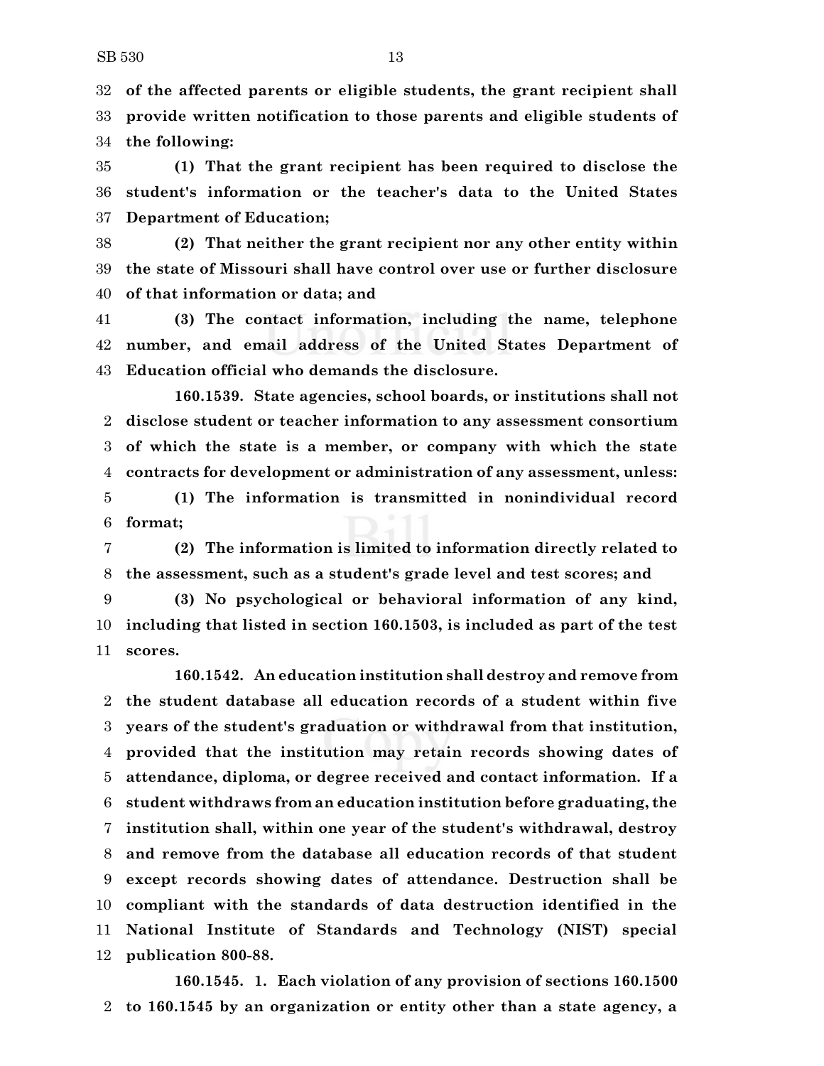**of the affected parents or eligible students, the grant recipient shall provide written notification to those parents and eligible students of the following:**

**(1) That the grant recipient has been required to disclose the student's information or the teacher's data to the United States Department of Education;**

**(2) That neither the grant recipient nor any other entity within the state of Missouri shall have control over use or further disclosure of that information or data; and**

**(3) The contact information, including the name, telephone number, and email address of the United States Department of Education official who demands the disclosure.**

**160.1539. State agencies, school boards, or institutions shall not disclose student or teacher information to any assessment consortium of which the state is a member, or company with which the state contracts for development or administration of any assessment, unless:**

**(1) The information is transmitted in nonindividual record format;**

**(2) The information is limited to information directly related to the assessment, such as a student's grade level and test scores; and**

**(3) No psychological or behavioral information of any kind, including that listed in section 160.1503, is included as part of the test scores.**

**160.1542. An education institution shall destroy and remove from the student database all education records of a student within five years of the student's graduation or withdrawal from that institution, provided that the institution may retain records showing dates of attendance, diploma, or degree received and contact information. If a student withdraws from an education institution before graduating, the institution shall, within one year of the student's withdrawal, destroy and remove from the database all education records of that student except records showing dates of attendance. Destruction shall be compliant with the standards of data destruction identified in the National Institute of Standards and Technology (NIST) special publication 800-88.**

**160.1545. 1. Each violation of any provision of sections 160.1500 to 160.1545 by an organization or entity other than a state agency, a**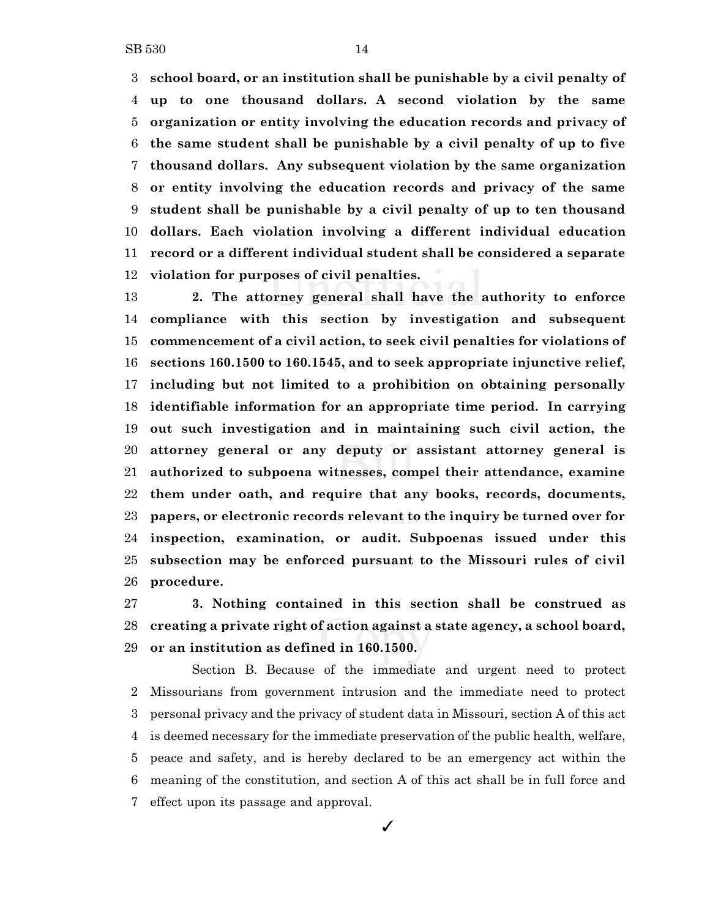**school board, or an institution shall be punishable by a civil penalty of up to one thousand dollars. A second violation by the same organization or entity involving the education records and privacy of the same student shall be punishable by a civil penalty of up to five thousand dollars. Any subsequent violation by the same organization or entity involving the education records and privacy of the same student shall be punishable by a civil penalty of up to ten thousand dollars. Each violation involving a different individual education record or a different individual student shall be considered a separate violation for purposes of civil penalties.**

**2. The attorney general shall have the authority to enforce compliance with this section by investigation and subsequent commencement of a civil action, to seek civil penalties for violations of sections 160.1500 to 160.1545, and to seek appropriate injunctive relief, including but not limited to a prohibition on obtaining personally identifiable information for an appropriate time period. In carrying out such investigation and in maintaining such civil action, the attorney general or any deputy or assistant attorney general is authorized to subpoena witnesses, compel their attendance, examine them under oath, and require that any books, records, documents, papers, or electronic records relevant to the inquiry be turned over for inspection, examination, or audit. Subpoenas issued under this subsection may be enforced pursuant to the Missouri rules of civil procedure.**

**3. Nothing contained in this section shall be construed as creating a private right of action against a state agency, a school board, or an institution as defined in 160.1500.**

Section B. Because of the immediate and urgent need to protect Missourians from government intrusion and the immediate need to protect personal privacy and the privacy of student data in Missouri, section A of this act is deemed necessary for the immediate preservation of the public health, welfare, peace and safety, and is hereby declared to be an emergency act within the meaning of the constitution, and section A of this act shall be in full force and effect upon its passage and approval.

✓